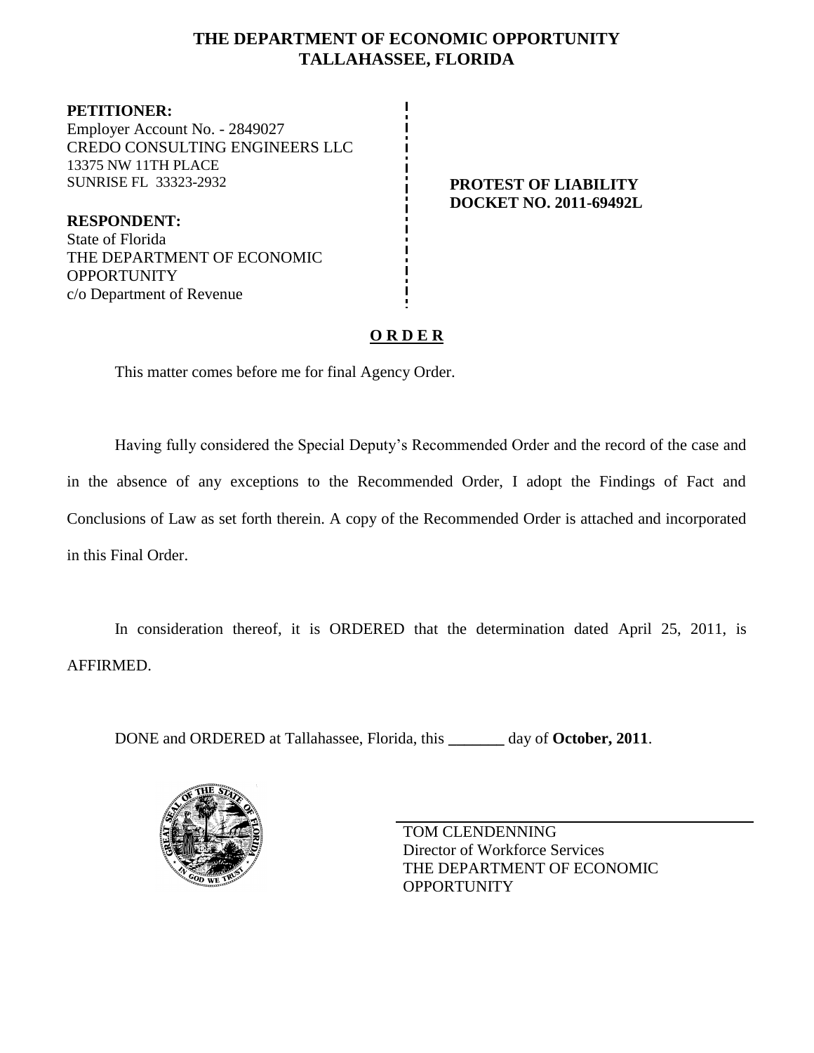# THE DEPARTMENT OF ECONOMIC OPPORTUNITY
# TALLAHASSEE, FLORIDA

**PETITIONER:**
Employer Account No. - 2849027
CREDO CONSULTING ENGINEERS LLC
13375 NW 11TH PLACE
SUNRISE FL 33323-2932

**RESPONDENT:**
State of Florida
THE DEPARTMENT OF ECONOMIC OPPORTUNITY
c/o Department of Revenue

**PROTEST OF LIABILITY**
**DOCKET NO. 2011-69492L**

## O R D E R

This matter comes before me for final Agency Order.

Having fully considered the Special Deputy's Recommended Order and the record of the case and in the absence of any exceptions to the Recommended Order, I adopt the Findings of Fact and Conclusions of Law as set forth therein. A copy of the Recommended Order is attached and incorporated in this Final Order.

In consideration thereof, it is ORDERED that the determination dated April 25, 2011, is AFFIRMED.

DONE and ORDERED at Tallahassee, Florida, this _______ day of **October, 2011**.

TOM CLENDENNING
Director of Workforce Services
THE DEPARTMENT OF ECONOMIC OPPORTUNITY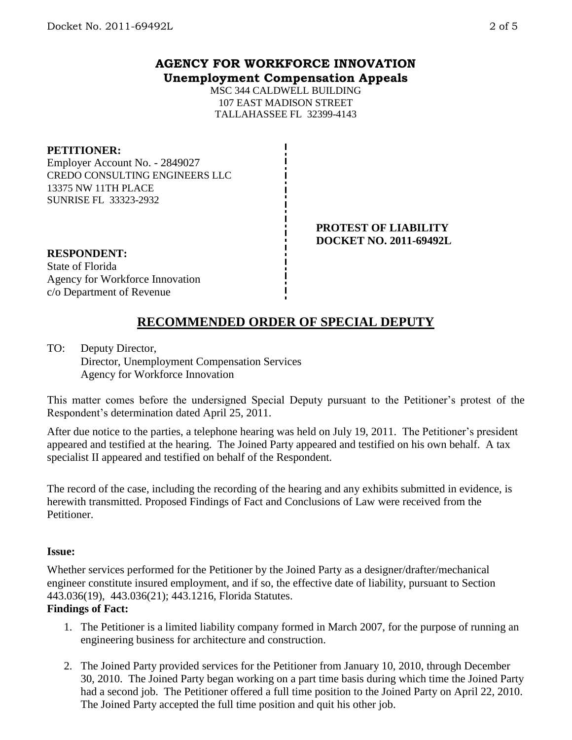## AGENCY FOR WORKFORCE INNOVATION
### Unemployment Compensation Appeals

MSC 344 CALDWELL BUILDING
107 EAST MADISON STREET
TALLAHASSEE FL 32399-4143

**PETITIONER:**
Employer Account No. - 2849027
CREDO CONSULTING ENGINEERS LLC
13375 NW 11TH PLACE
SUNRISE FL 33323-2932

**PROTEST OF LIABILITY**
**DOCKET NO. 2011-69492L**

**RESPONDENT:**
State of Florida
Agency for Workforce Innovation
c/o Department of Revenue

## RECOMMENDED ORDER OF SPECIAL DEPUTY

TO: Deputy Director,
Director, Unemployment Compensation Services
Agency for Workforce Innovation

This matter comes before the undersigned Special Deputy pursuant to the Petitioner's protest of the Respondent's determination dated April 25, 2011.

After due notice to the parties, a telephone hearing was held on July 19, 2011. The Petitioner's president appeared and testified at the hearing. The Joined Party appeared and testified on his own behalf. A tax specialist II appeared and testified on behalf of the Respondent.

The record of the case, including the recording of the hearing and any exhibits submitted in evidence, is herewith transmitted. Proposed Findings of Fact and Conclusions of Law were received from the Petitioner.

**Issue:**

Whether services performed for the Petitioner by the Joined Party as a designer/drafter/mechanical engineer constitute insured employment, and if so, the effective date of liability, pursuant to Section 443.036(19), 443.036(21); 443.1216, Florida Statutes.

**Findings of Fact:**

1. The Petitioner is a limited liability company formed in March 2007, for the purpose of running an engineering business for architecture and construction.

2. The Joined Party provided services for the Petitioner from January 10, 2010, through December 30, 2010. The Joined Party began working on a part time basis during which time the Joined Party had a second job. The Petitioner offered a full time position to the Joined Party on April 22, 2010. The Joined Party accepted the full time position and quit his other job.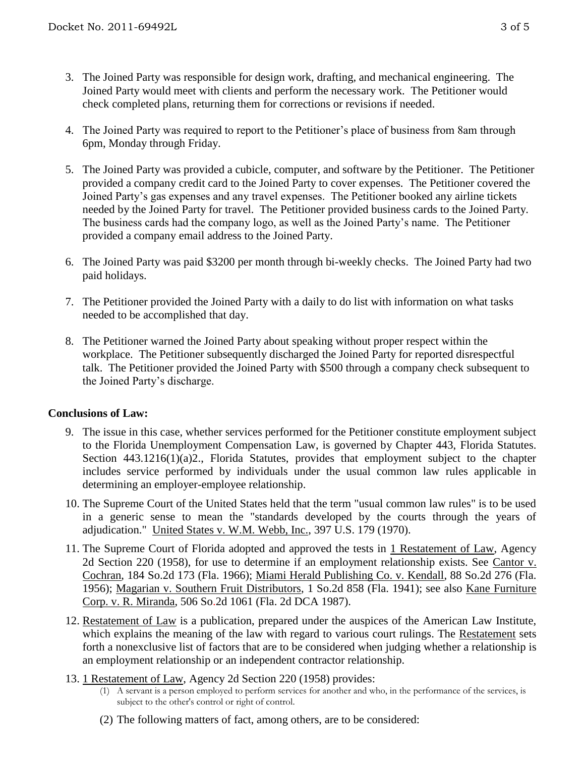3. The Joined Party was responsible for design work, drafting, and mechanical engineering. The Joined Party would meet with clients and perform the necessary work. The Petitioner would check completed plans, returning them for corrections or revisions if needed.

4. The Joined Party was required to report to the Petitioner's place of business from 8am through 6pm, Monday through Friday.

5. The Joined Party was provided a cubicle, computer, and software by the Petitioner. The Petitioner provided a company credit card to the Joined Party to cover expenses. The Petitioner covered the Joined Party's gas expenses and any travel expenses. The Petitioner booked any airline tickets needed by the Joined Party for travel. The Petitioner provided business cards to the Joined Party. The business cards had the company logo, as well as the Joined Party's name. The Petitioner provided a company email address to the Joined Party.

6. The Joined Party was paid $3200 per month through bi-weekly checks. The Joined Party had two paid holidays.

7. The Petitioner provided the Joined Party with a daily to do list with information on what tasks needed to be accomplished that day.

8. The Petitioner warned the Joined Party about speaking without proper respect within the workplace. The Petitioner subsequently discharged the Joined Party for reported disrespectful talk. The Petitioner provided the Joined Party with $500 through a company check subsequent to the Joined Party's discharge.

**Conclusions of Law:**

9. The issue in this case, whether services performed for the Petitioner constitute employment subject to the Florida Unemployment Compensation Law, is governed by Chapter 443, Florida Statutes. Section 443.1216(1)(a)2., Florida Statutes, provides that employment subject to the chapter includes service performed by individuals under the usual common law rules applicable in determining an employer-employee relationship.

10. The Supreme Court of the United States held that the term "usual common law rules" is to be used in a generic sense to mean the "standards developed by the courts through the years of adjudication." United States v. W.M. Webb, Inc., 397 U.S. 179 (1970).

11. The Supreme Court of Florida adopted and approved the tests in 1 Restatement of Law, Agency 2d Section 220 (1958), for use to determine if an employment relationship exists. See Cantor v. Cochran, 184 So.2d 173 (Fla. 1966); Miami Herald Publishing Co. v. Kendall, 88 So.2d 276 (Fla. 1956); Magarian v. Southern Fruit Distributors, 1 So.2d 858 (Fla. 1941); see also Kane Furniture Corp. v. R. Miranda, 506 So.2d 1061 (Fla. 2d DCA 1987).

12. Restatement of Law is a publication, prepared under the auspices of the American Law Institute, which explains the meaning of the law with regard to various court rulings. The Restatement sets forth a nonexclusive list of factors that are to be considered when judging whether a relationship is an employment relationship or an independent contractor relationship.

13. 1 Restatement of Law, Agency 2d Section 220 (1958) provides:

    (1) A servant is a person employed to perform services for another and who, in the performance of the services, is subject to the other's control or right of control.

    (2) The following matters of fact, among others, are to be considered: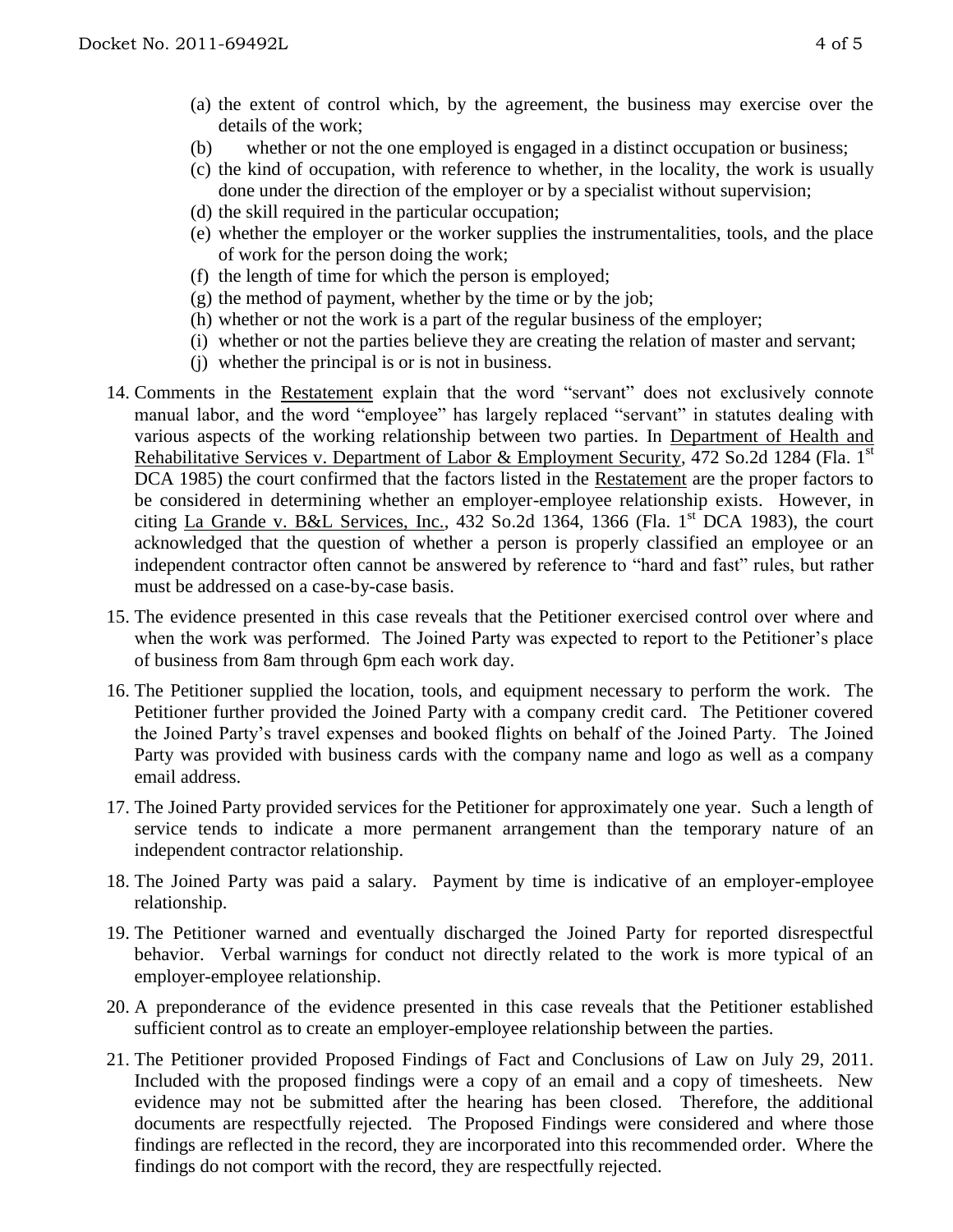(a) the extent of control which, by the agreement, the business may exercise over the details of the work;
(b) whether or not the one employed is engaged in a distinct occupation or business;
(c) the kind of occupation, with reference to whether, in the locality, the work is usually done under the direction of the employer or by a specialist without supervision;
(d) the skill required in the particular occupation;
(e) whether the employer or the worker supplies the instrumentalities, tools, and the place of work for the person doing the work;
(f) the length of time for which the person is employed;
(g) the method of payment, whether by the time or by the job;
(h) whether or not the work is a part of the regular business of the employer;
(i) whether or not the parties believe they are creating the relation of master and servant;
(j) whether the principal is or is not in business.

14. Comments in the Restatement explain that the word "servant" does not exclusively connote manual labor, and the word "employee" has largely replaced "servant" in statutes dealing with various aspects of the working relationship between two parties. In Department of Health and Rehabilitative Services v. Department of Labor & Employment Security, 472 So.2d 1284 (Fla. 1st DCA 1985) the court confirmed that the factors listed in the Restatement are the proper factors to be considered in determining whether an employer-employee relationship exists. However, in citing La Grande v. B&L Services, Inc., 432 So.2d 1364, 1366 (Fla. 1st DCA 1983), the court acknowledged that the question of whether a person is properly classified an employee or an independent contractor often cannot be answered by reference to "hard and fast" rules, but rather must be addressed on a case-by-case basis.

15. The evidence presented in this case reveals that the Petitioner exercised control over where and when the work was performed. The Joined Party was expected to report to the Petitioner's place of business from 8am through 6pm each work day.

16. The Petitioner supplied the location, tools, and equipment necessary to perform the work. The Petitioner further provided the Joined Party with a company credit card. The Petitioner covered the Joined Party's travel expenses and booked flights on behalf of the Joined Party. The Joined Party was provided with business cards with the company name and logo as well as a company email address.

17. The Joined Party provided services for the Petitioner for approximately one year. Such a length of service tends to indicate a more permanent arrangement than the temporary nature of an independent contractor relationship.

18. The Joined Party was paid a salary. Payment by time is indicative of an employer-employee relationship.

19. The Petitioner warned and eventually discharged the Joined Party for reported disrespectful behavior. Verbal warnings for conduct not directly related to the work is more typical of an employer-employee relationship.

20. A preponderance of the evidence presented in this case reveals that the Petitioner established sufficient control as to create an employer-employee relationship between the parties.

21. The Petitioner provided Proposed Findings of Fact and Conclusions of Law on July 29, 2011. Included with the proposed findings were a copy of an email and a copy of timesheets. New evidence may not be submitted after the hearing has been closed. Therefore, the additional documents are respectfully rejected. The Proposed Findings were considered and where those findings are reflected in the record, they are incorporated into this recommended order. Where the findings do not comport with the record, they are respectfully rejected.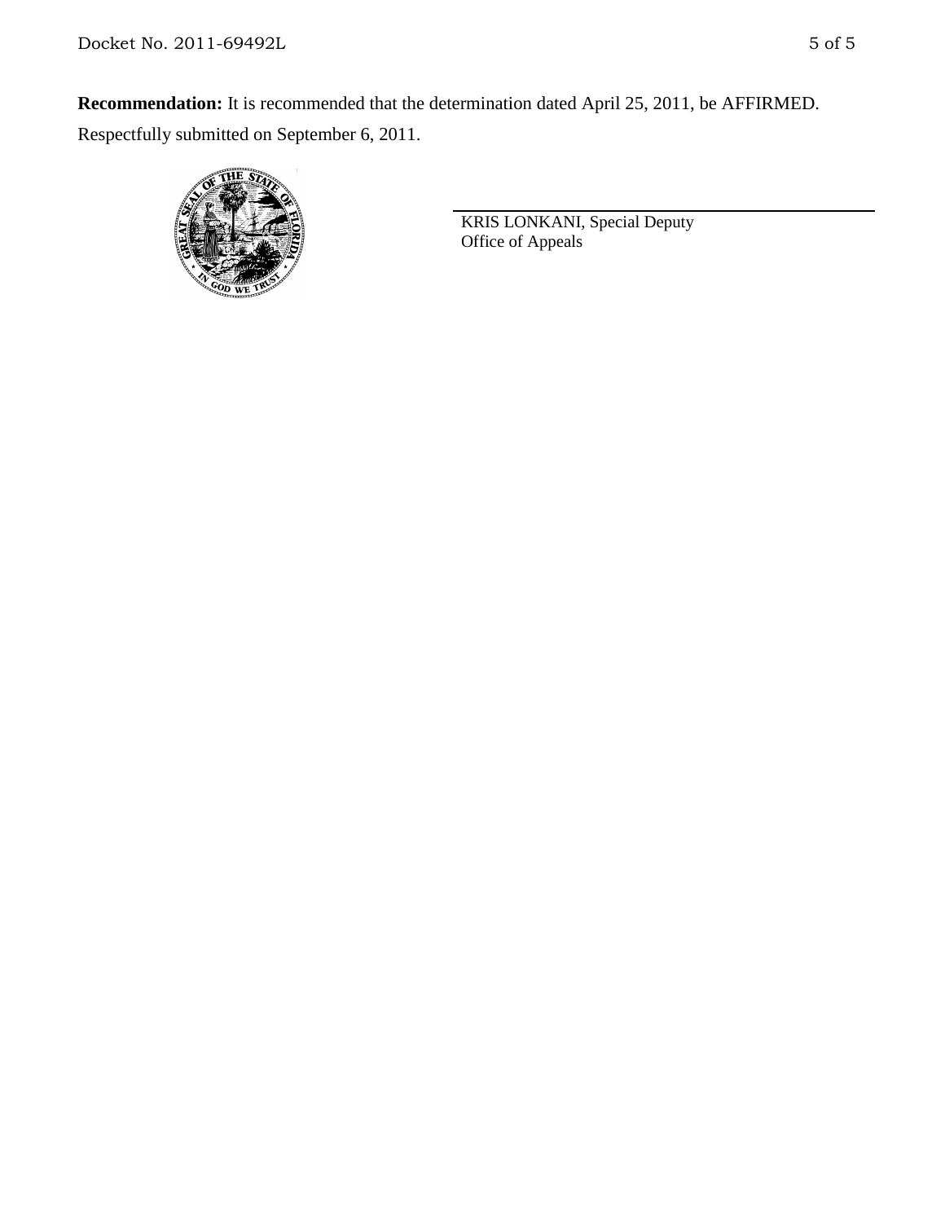**Recommendation:** It is recommended that the determination dated April 25, 2011, be AFFIRMED.

Respectfully submitted on September 6, 2011.

KRIS LONKANI, Special Deputy
Office of Appeals